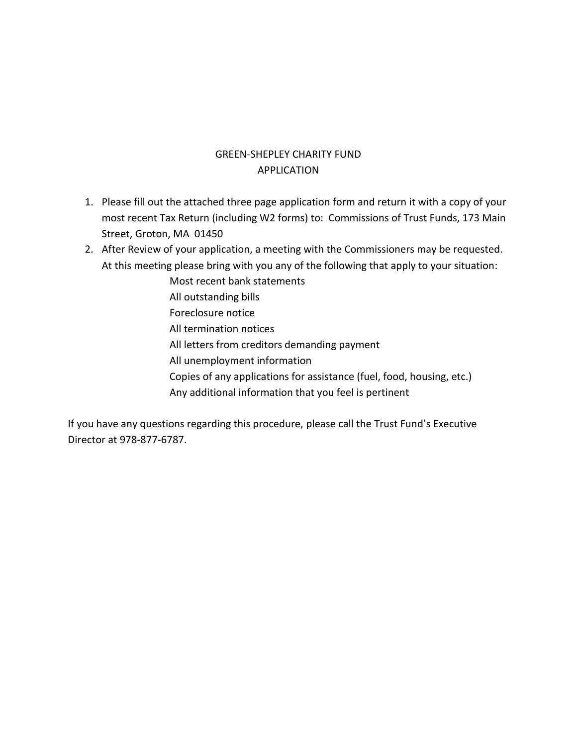# GREEN-SHEPLEY CHARITY FUND
## APPLICATION

1. Please fill out the attached three page application form and return it with a copy of your most recent Tax Return (including W2 forms) to: Commissions of Trust Funds, 173 Main Street, Groton, MA 01450
2. After Review of your application, a meeting with the Commissioners may be requested. At this meeting please bring with you any of the following that apply to your situation:
   - Most recent bank statements
   - All outstanding bills
   - Foreclosure notice
   - All termination notices
   - All letters from creditors demanding payment
   - All unemployment information
   - Copies of any applications for assistance (fuel, food, housing, etc.)
   - Any additional information that you feel is pertinent

If you have any questions regarding this procedure, please call the Trust Fund's Executive Director at 978-877-6787.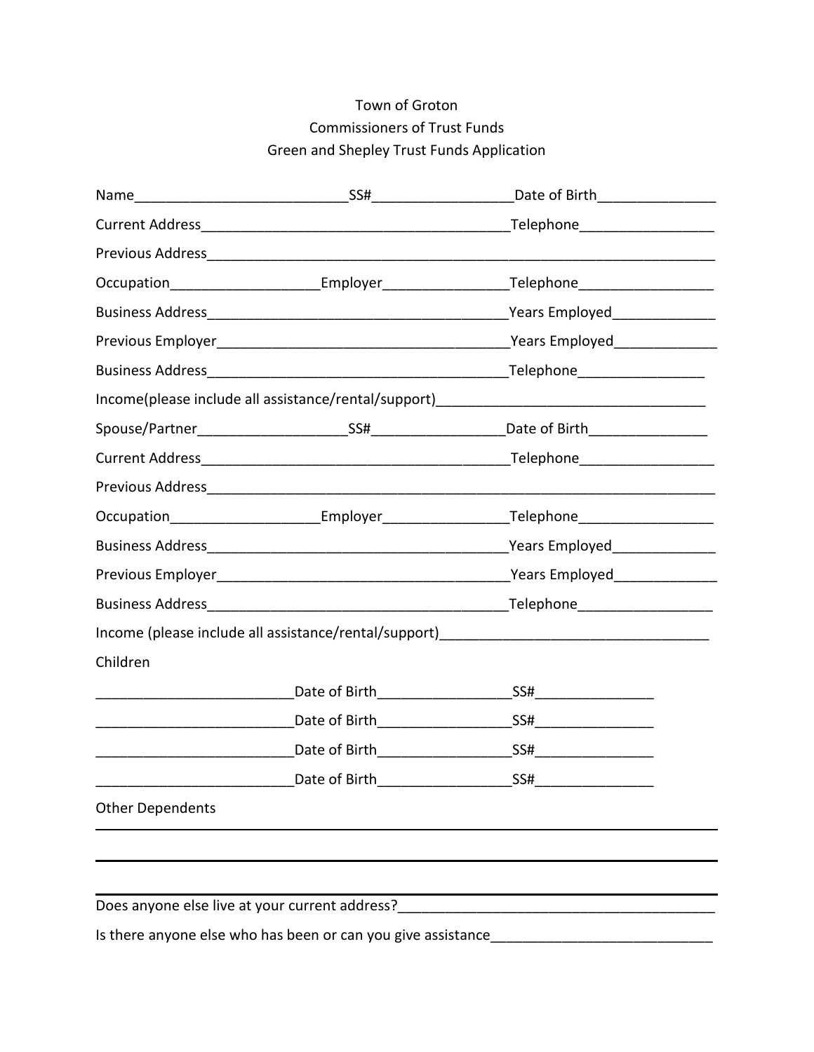Town of Groton

Commissioners of Trust Funds

Green and Shepley Trust Funds Application

Name___________________________SS#__________________Date of Birth_______________

Current Address________________________________________Telephone_________________

Previous Address_________________________________________________________________

Occupation___________________Employer________________Telephone_________________

Business Address_______________________________________Years Employed_____________

Previous Employer______________________________________Years Employed_____________

Business Address_______________________________________Telephone________________

Income(please include all assistance/rental/support)__________________________________

Spouse/Partner___________________SS#_________________Date of Birth_______________

Current Address________________________________________Telephone_________________

Previous Address_________________________________________________________________

Occupation___________________Employer________________Telephone_________________

Business Address_______________________________________Years Employed_____________

Previous Employer______________________________________Years Employed_____________

Business Address_______________________________________Telephone_________________

Income (please include all assistance/rental/support)_________________________________

Children

_________________________Date of Birth_________________SS#_______________

_________________________Date of Birth_________________SS#_______________

_________________________Date of Birth_________________SS#_______________

_________________________Date of Birth_________________SS#_______________

Other Dependents

_____________________________________________________________________________

_____________________________________________________________________________

_____________________________________________________________________________

Does anyone else live at your current address?________________________________________

Is there anyone else who has been or can you give assistance___________________________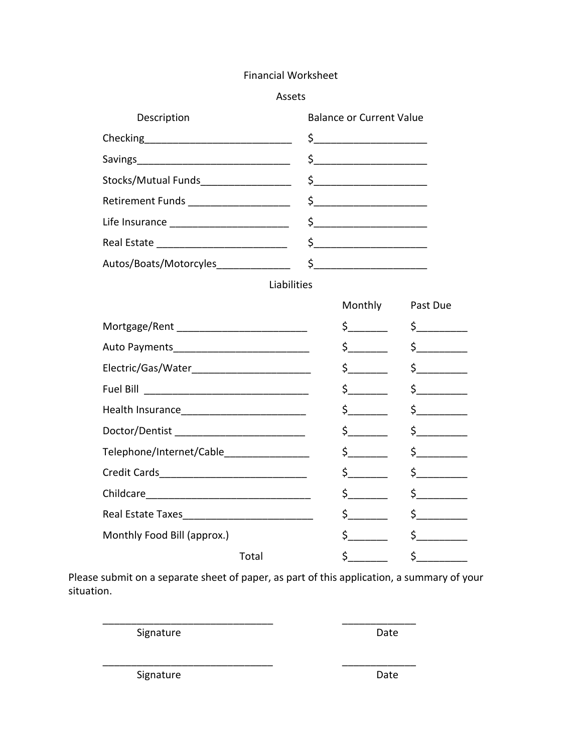# Financial Worksheet

## Assets

| Description | Balance or Current Value |
| --- | --- |
| Checking___________________________ | $____________________ |
| Savings____________________________ | $____________________ |
| Stocks/Mutual Funds________________ | $____________________ |
| Retirement Funds __________________ | $____________________ |
| Life Insurance _____________________ | $____________________ |
| Real Estate ________________________ | $____________________ |
| Autos/Boats/Motorcyles_____________ | $____________________ |

## Liabilities

| | Monthly | Past Due |
| --- | --- | --- |
| Mortgage/Rent _______________________ | $_______ | $_________ |
| Auto Payments_________________________ | $_______ | $_________ |
| Electric/Gas/Water______________________ | $_______ | $_________ |
| Fuel Bill ______________________________ | $_______ | $_________ |
| Health Insurance_______________________ | $_______ | $_________ |
| Doctor/Dentist ________________________ | $_______ | $_________ |
| Telephone/Internet/Cable_______________ | $_______ | $_________ |
| Credit Cards___________________________ | $_______ | $_________ |
| Childcare______________________________ | $_______ | $_________ |
| Real Estate Taxes_______________________ | $_______ | $_________ |
| Monthly Food Bill (approx.) | $_______ | $_________ |
| Total | $_______ | $_________ |

Please submit on a separate sheet of paper, as part of this application, a summary of your situation.

______________________________ &nbsp;&nbsp;&nbsp;&nbsp; _____________

Signature &nbsp;&nbsp;&nbsp;&nbsp; Date

______________________________ &nbsp;&nbsp;&nbsp;&nbsp; _____________

Signature &nbsp;&nbsp;&nbsp;&nbsp; Date